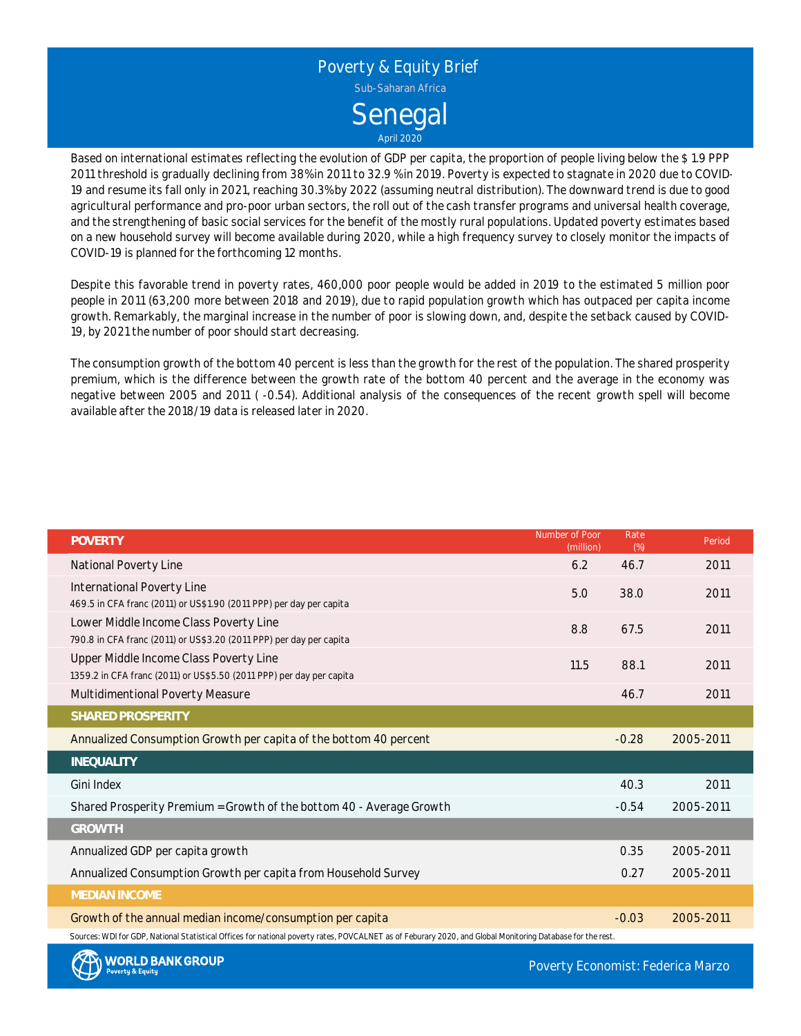# Poverty & Equity Brief

Sub-Saharan Africa

## Senegal

April 2020

Based on international estimates reflecting the evolution of GDP per capita, the proportion of people living below the $ 1.9 PPP 2011 threshold is gradually declining from 38% in 2011 to 32.9 % in 2019. Poverty is expected to stagnate in 2020 due to COVID-19 and resume its fall only in 2021, reaching 30.3% by 2022 (assuming neutral distribution). The downward trend is due to good agricultural performance and pro-poor urban sectors, the roll out of the cash transfer programs and universal health coverage, and the strengthening of basic social services for the benefit of the mostly rural populations. Updated poverty estimates based on a new household survey will become available during 2020, while a high frequency survey to closely monitor the impacts of COVID-19 is planned for the forthcoming 12 months.

Despite this favorable trend in poverty rates, 460,000 poor people would be added in 2019 to the estimated 5 million poor people in 2011 (63,200 more between 2018 and 2019), due to rapid population growth which has outpaced per capita income growth. Remarkably, the marginal increase in the number of poor is slowing down, and, despite the setback caused by COVID-19, by 2021 the number of poor should start decreasing.

The consumption growth of the bottom 40 percent is less than the growth for the rest of the population. The shared prosperity premium, which is the difference between the growth rate of the bottom 40 percent and the average in the economy was negative between 2005 and 2011 ( -0.54). Additional analysis of the consequences of the recent growth spell will become available after the 2018/19 data is released later in 2020.

| **POVERTY** | Number of Poor (million) | Rate (%) | Period |
|---|---|---|---|
| National Poverty Line | 6.2 | 46.7 | 2011 |
| International Poverty Line<br>469.5 in CFA franc (2011) or US$1.90 (2011 PPP) per day per capita | 5.0 | 38.0 | 2011 |
| Lower Middle Income Class Poverty Line<br>790.8 in CFA franc (2011) or US$3.20 (2011 PPP) per day per capita | 8.8 | 67.5 | 2011 |
| Upper Middle Income Class Poverty Line<br>1359.2 in CFA franc (2011) or US$5.50 (2011 PPP) per day per capita | 11.5 | 88.1 | 2011 |
| Multidimentional Poverty Measure | | 46.7 | 2011 |
| **SHARED PROSPERITY** | | | |
| Annualized Consumption Growth per capita of the bottom 40 percent | | -0.28 | 2005-2011 |
| **INEQUALITY** | | | |
| Gini Index | | 40.3 | 2011 |
| Shared Prosperity Premium = Growth of the bottom 40 - Average Growth | | -0.54 | 2005-2011 |
| **GROWTH** | | | |
| Annualized GDP per capita growth | | 0.35 | 2005-2011 |
| Annualized Consumption Growth per capita from Household Survey | | 0.27 | 2005-2011 |
| **MEDIAN INCOME** | | | |
| Growth of the annual median income/consumption per capita | | -0.03 | 2005-2011 |

Sources: WDI for GDP, National Statistical Offices for national poverty rates, POVCALNET as of Feburary 2020, and Global Monitoring Database for the rest.

WORLD BANK GROUP Poverty & Equity

Poverty Economist: Federica Marzo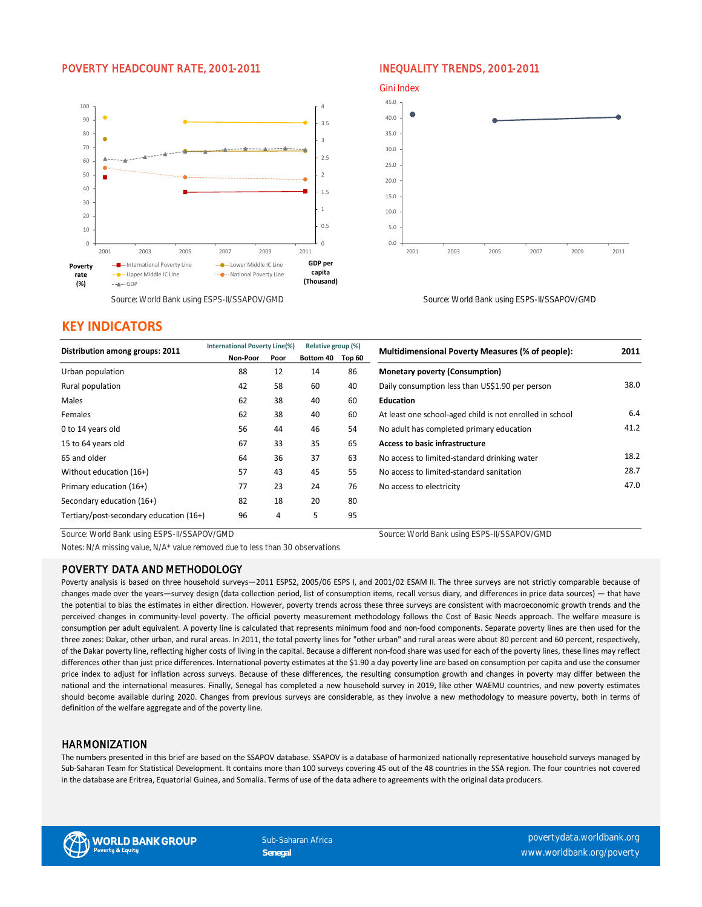## POVERTY HEADCOUNT RATE, 2001-2011

100
90
80
70
60
50
40
30
20
10
0

4
3.5
3
2.5
2
1.5
1
0.5
0

2001 2003 2005 2007 2009 2011

Poverty rate (%)

International Poverty Line
Lower Middle IC Line
Upper Middle IC Line
National Poverty Line
GDP

GDP per capita (Thousand)

Source: World Bank using ESPS-II/SSAPOV/GMD

## INEQUALITY TRENDS, 2001-2011

Gini Index

45.0
40.0
35.0
30.0
25.0
20.0
15.0
10.0
5.0
0.0

2001 2003 2005 2007 2009 2011

Source: World Bank using ESPS-II/SSAPOV/GMD

## KEY INDICATORS

| Distribution among groups: 2011 | International Poverty Line(%) | | Relative group (%) | |
|---|---|---|---|---|
| | Non-Poor | Poor | Bottom 40 | Top 60 |
| Urban population | 88 | 12 | 14 | 86 |
| Rural population | 42 | 58 | 60 | 40 |
| Males | 62 | 38 | 40 | 60 |
| Females | 62 | 38 | 40 | 60 |
| 0 to 14 years old | 56 | 44 | 46 | 54 |
| 15 to 64 years old | 67 | 33 | 35 | 65 |
| 65 and older | 64 | 36 | 37 | 63 |
| Without education (16+) | 57 | 43 | 45 | 55 |
| Primary education (16+) | 77 | 23 | 24 | 76 |
| Secondary education (16+) | 82 | 18 | 20 | 80 |
| Tertiary/post-secondary education (16+) | 96 | 4 | 5 | 95 |

Source: World Bank using ESPS-II/SSAPOV/GMD

Notes: N/A missing value, N/A* value removed due to less than 30 observations

| Multidimensional Poverty Measures (% of people): | 2011 |
|---|---|
| **Monetary poverty (Consumption)** | |
| Daily consumption less than US$1.90 per person | 38.0 |
| **Education** | |
| At least one school-aged child is not enrolled in school | 6.4 |
| No adult has completed primary education | 41.2 |
| **Access to basic infrastructure** | |
| No access to limited-standard drinking water | 18.2 |
| No access to limited-standard sanitation | 28.7 |
| No access to electricity | 47.0 |

Source: World Bank using ESPS-II/SSAPOV/GMD

## POVERTY DATA AND METHODOLOGY

Poverty analysis is based on three household surveys—2011 ESPS2, 2005/06 ESPS I, and 2001/02 ESAM II. The three surveys are not strictly comparable because of changes made over the years—survey design (data collection period, list of consumption items, recall versus diary, and differences in price data sources) — that have the potential to bias the estimates in either direction. However, poverty trends across these three surveys are consistent with macroeconomic growth trends and the perceived changes in community-level poverty. The official poverty measurement methodology follows the Cost of Basic Needs approach. The welfare measure is consumption per adult equivalent. A poverty line is calculated that represents minimum food and non-food components. Separate poverty lines are then used for the three zones: Dakar, other urban, and rural areas. In 2011, the total poverty lines for "other urban" and rural areas were about 80 percent and 60 percent, respectively, of the Dakar poverty line, reflecting higher costs of living in the capital. Because a different non-food share was used for each of the poverty lines, these lines may reflect differences other than just price differences. International poverty estimates at the $1.90 a day poverty line are based on consumption per capita and use the consumer price index to adjust for inflation across surveys. Because of these differences, the resulting consumption growth and changes in poverty may differ between the national and the international measures. Finally, Senegal has completed a new household survey in 2019, like other WAEMU countries, and new poverty estimates should become available during 2020. Changes from previous surveys are considerable, as they involve a new methodology to measure poverty, both in terms of definition of the welfare aggregate and of the poverty line.

## HARMONIZATION

The numbers presented in this brief are based on the SSAPOV database. SSAPOV is a database of harmonized nationally representative household surveys managed by Sub-Saharan Team for Statistical Development. It contains more than 100 surveys covering 45 out of the 48 countries in the SSA region. The four countries not covered in the database are Eritrea, Equatorial Guinea, and Somalia. Terms of use of the data adhere to agreements with the original data producers.